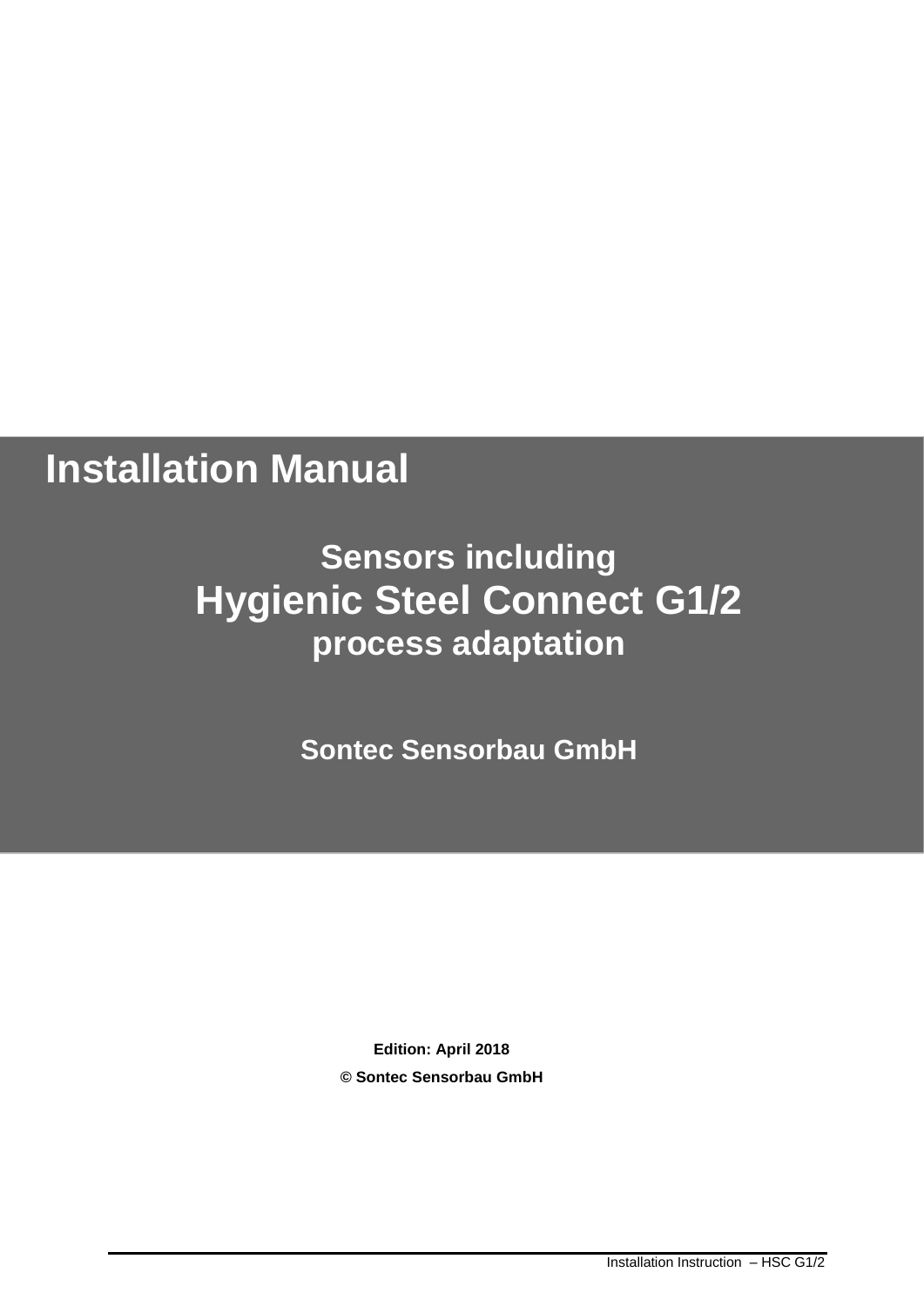# Installation Manual

## Sensors including
## Hygienic Steel Connect G1/2
## process adaptation

**Sontec Sensorbau GmbH**

**Edition: April 2018**

**© Sontec Sensorbau GmbH**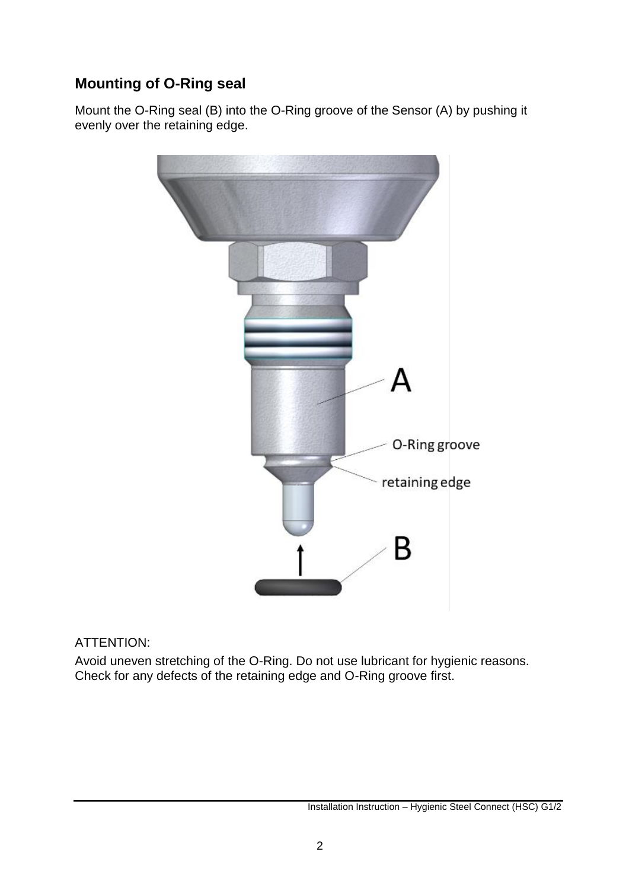## Mounting of O-Ring seal

Mount the O-Ring seal (B) into the O-Ring groove of the Sensor (A) by pushing it evenly over the retaining edge.

ATTENTION:

Avoid uneven stretching of the O-Ring. Do not use lubricant for hygienic reasons. Check for any defects of the retaining edge and O-Ring groove first.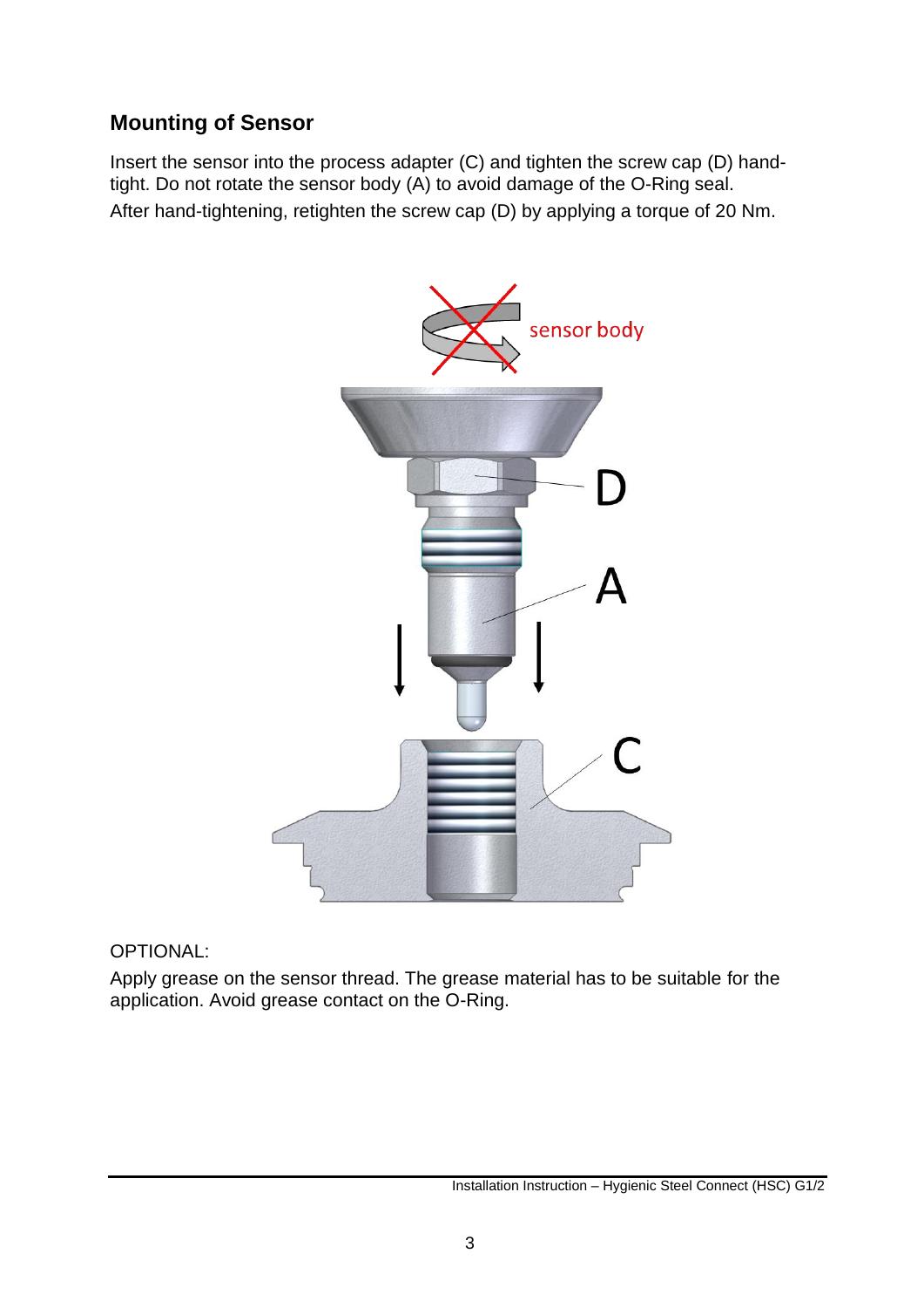## Mounting of Sensor

Insert the sensor into the process adapter (C) and tighten the screw cap (D) hand-tight. Do not rotate the sensor body (A) to avoid damage of the O-Ring seal.

After hand-tightening, retighten the screw cap (D) by applying a torque of 20 Nm.

OPTIONAL:

Apply grease on the sensor thread. The grease material has to be suitable for the application. Avoid grease contact on the O-Ring.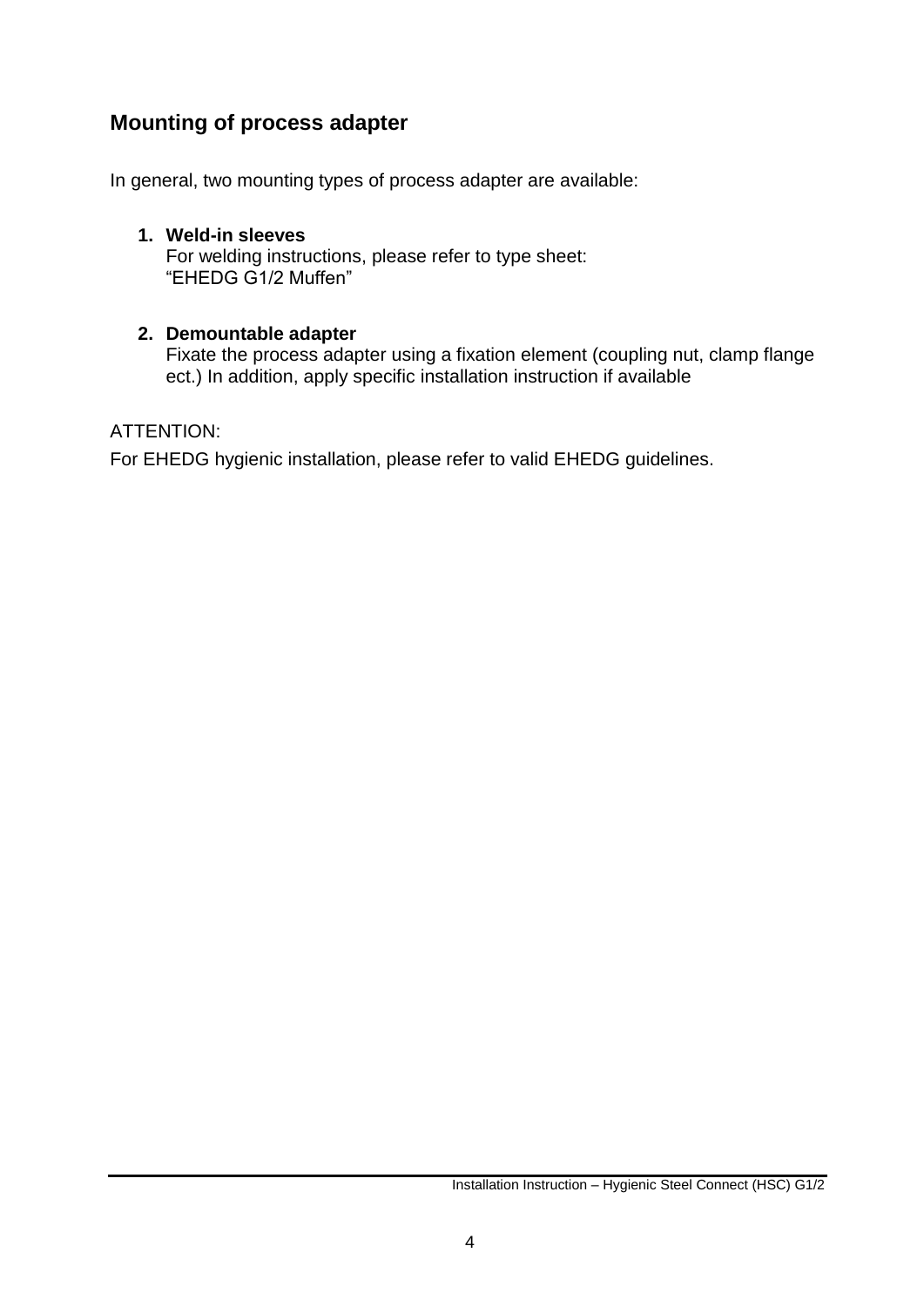## Mounting of process adapter

In general, two mounting types of process adapter are available:

1. **Weld-in sleeves**
   For welding instructions, please refer to type sheet:
   "EHEDG G1/2 Muffen"

2. **Demountable adapter**
   Fixate the process adapter using a fixation element (coupling nut, clamp flange ect.) In addition, apply specific installation instruction if available

ATTENTION:

For EHEDG hygienic installation, please refer to valid EHEDG guidelines.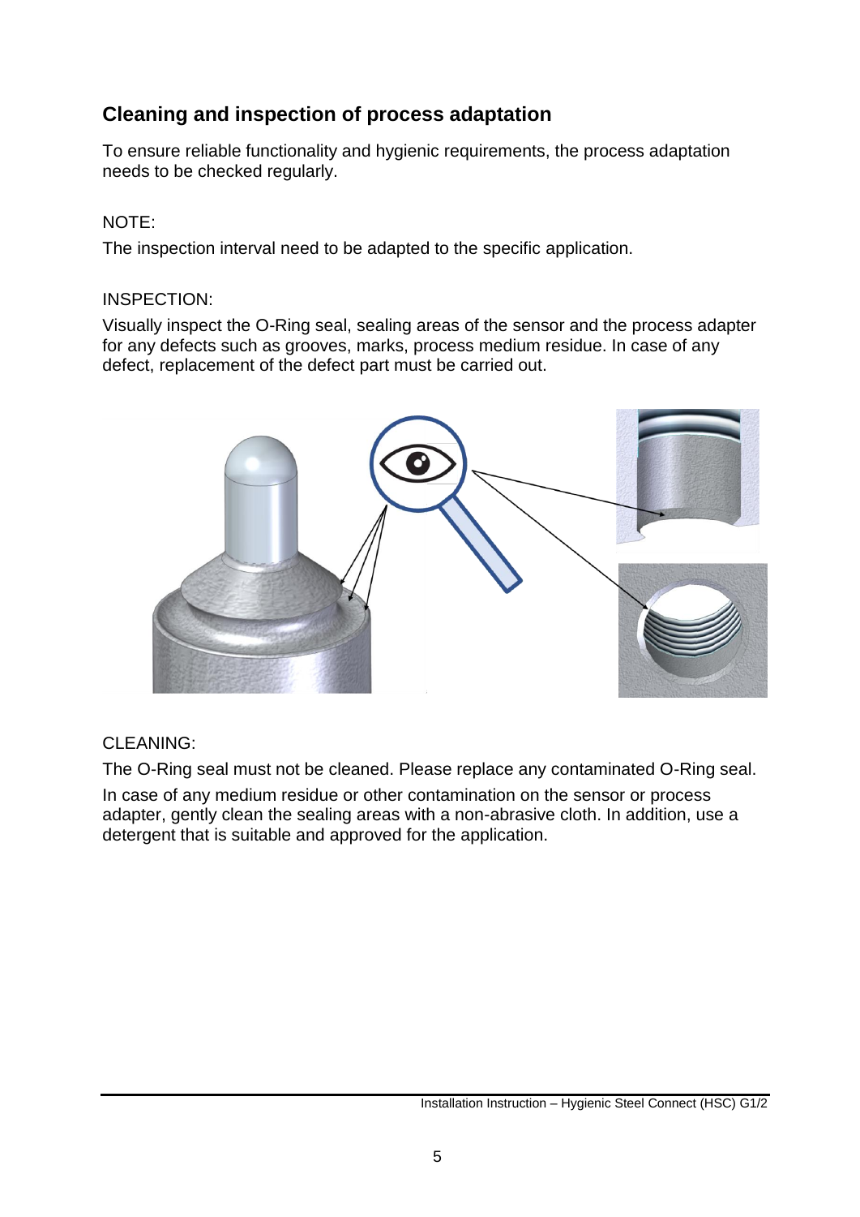## Cleaning and inspection of process adaptation

To ensure reliable functionality and hygienic requirements, the process adaptation needs to be checked regularly.

NOTE:

The inspection interval need to be adapted to the specific application.

INSPECTION:

Visually inspect the O-Ring seal, sealing areas of the sensor and the process adapter for any defects such as grooves, marks, process medium residue. In case of any defect, replacement of the defect part must be carried out.

CLEANING:

The O-Ring seal must not be cleaned. Please replace any contaminated O-Ring seal.

In case of any medium residue or other contamination on the sensor or process adapter, gently clean the sealing areas with a non-abrasive cloth. In addition, use a detergent that is suitable and approved for the application.